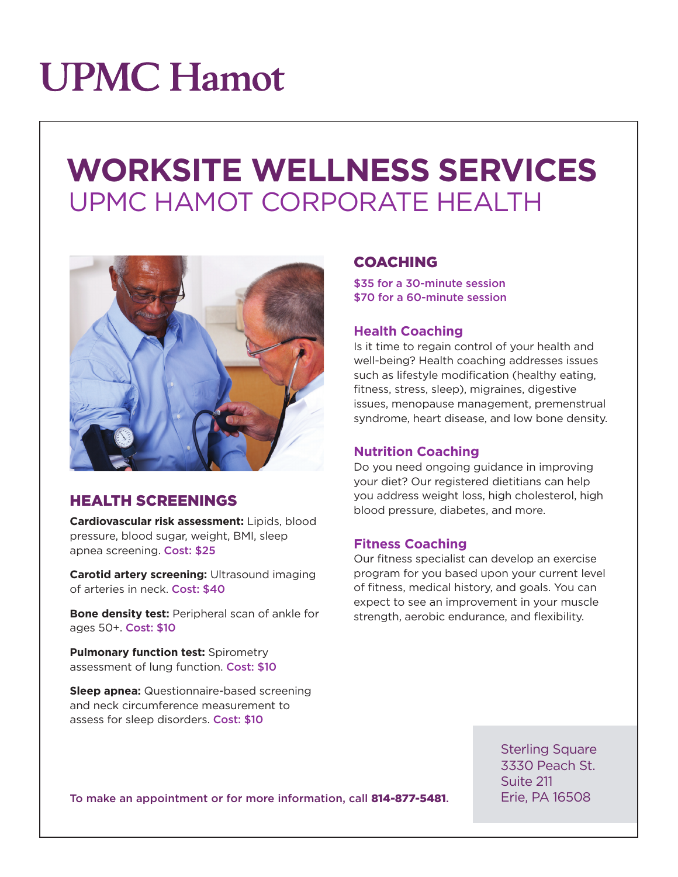# UPMC Hamot

# WORKSITE WELLNESS SERVICES

## UPMC HAMOT CORPORATE HEALTH

## HEALTH SCREENINGS

**Cardiovascular risk assessment:** Lipids, blood pressure, blood sugar, weight, BMI, sleep apnea screening. Cost: $25

**Carotid artery screening:** Ultrasound imaging of arteries in neck. Cost: $40

**Bone density test:** Peripheral scan of ankle for ages 50+. Cost: $10

**Pulmonary function test:** Spirometry assessment of lung function. Cost: $10

**Sleep apnea:** Questionnaire-based screening and neck circumference measurement to assess for sleep disorders. Cost: $10

## COACHING

$35 for a 30-minute session
$70 for a 60-minute session

### Health Coaching

Is it time to regain control of your health and well-being? Health coaching addresses issues such as lifestyle modification (healthy eating, fitness, stress, sleep), migraines, digestive issues, menopause management, premenstrual syndrome, heart disease, and low bone density.

### Nutrition Coaching

Do you need ongoing guidance in improving your diet? Our registered dietitians can help you address weight loss, high cholesterol, high blood pressure, diabetes, and more.

### Fitness Coaching

Our fitness specialist can develop an exercise program for you based upon your current level of fitness, medical history, and goals. You can expect to see an improvement in your muscle strength, aerobic endurance, and flexibility.

To make an appointment or for more information, call **814-877-5481**.

Sterling Square
3330 Peach St.
Suite 211
Erie, PA 16508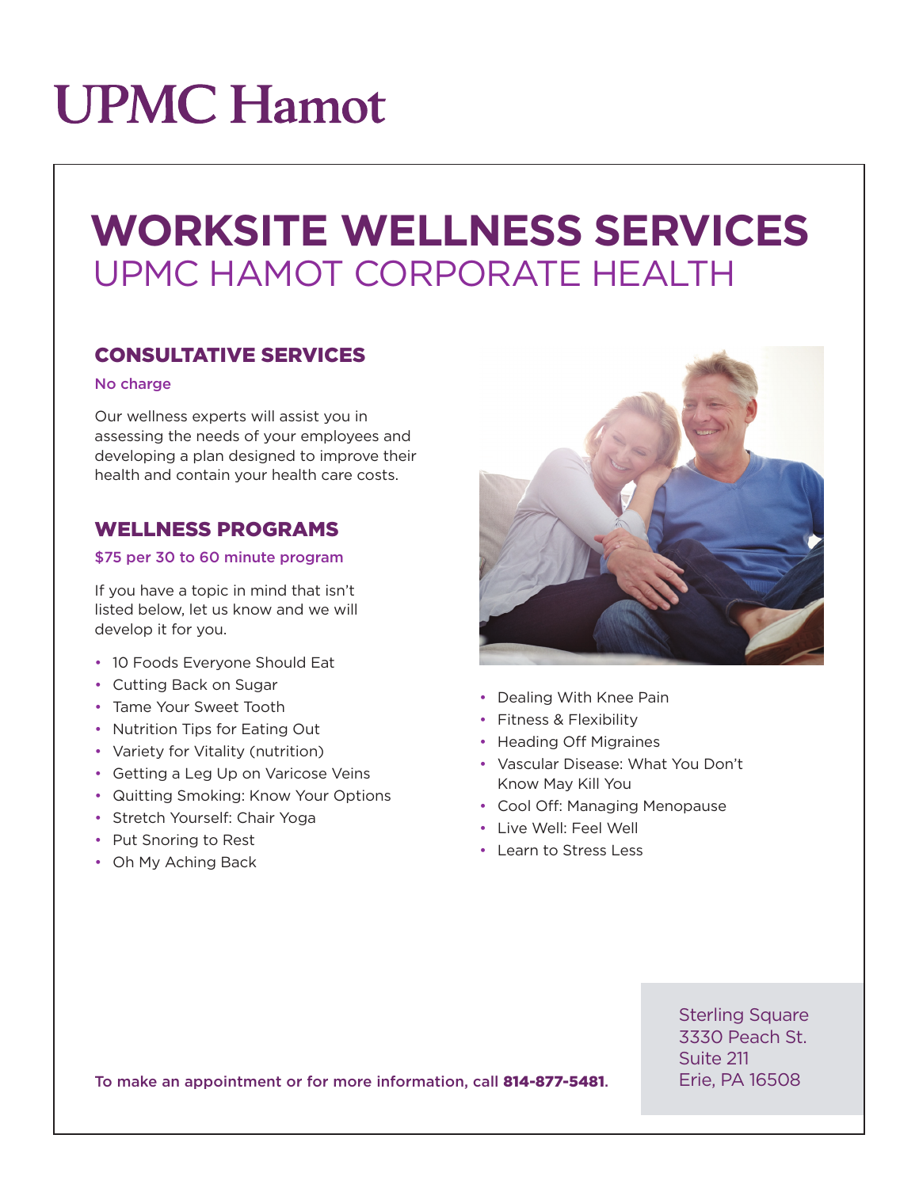# UPMC Hamot

## WORKSITE WELLNESS SERVICES

UPMC HAMOT CORPORATE HEALTH

### CONSULTATIVE SERVICES

No charge

Our wellness experts will assist you in assessing the needs of your employees and developing a plan designed to improve their health and contain your health care costs.

### WELLNESS PROGRAMS

$75 per 30 to 60 minute program

If you have a topic in mind that isn't listed below, let us know and we will develop it for you.

- 10 Foods Everyone Should Eat
- Cutting Back on Sugar
- Tame Your Sweet Tooth
- Nutrition Tips for Eating Out
- Variety for Vitality (nutrition)
- Getting a Leg Up on Varicose Veins
- Quitting Smoking: Know Your Options
- Stretch Yourself: Chair Yoga
- Put Snoring to Rest
- Oh My Aching Back
- Dealing With Knee Pain
- Fitness & Flexibility
- Heading Off Migraines
- Vascular Disease: What You Don't Know May Kill You
- Cool Off: Managing Menopause
- Live Well: Feel Well
- Learn to Stress Less

To make an appointment or for more information, call **814-877-5481**.

Sterling Square
3330 Peach St.
Suite 211
Erie, PA 16508